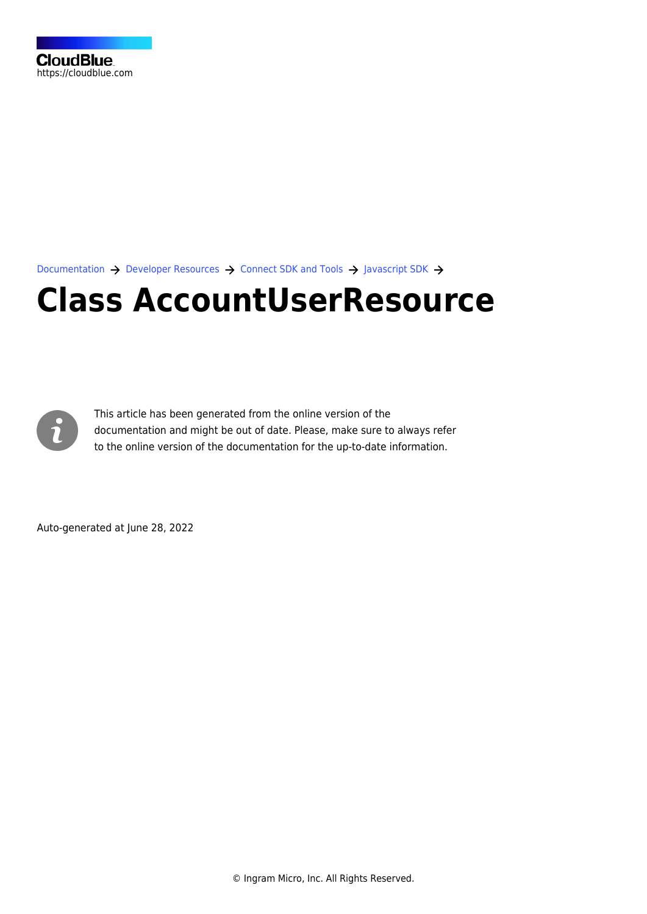CloudBlue
https://cloudblue.com

Documentation → Developer Resources → Connect SDK and Tools → Javascript SDK →

# Class AccountUserResource

This article has been generated from the online version of the documentation and might be out of date. Please, make sure to always refer to the online version of the documentation for the up-to-date information.

Auto-generated at June 28, 2022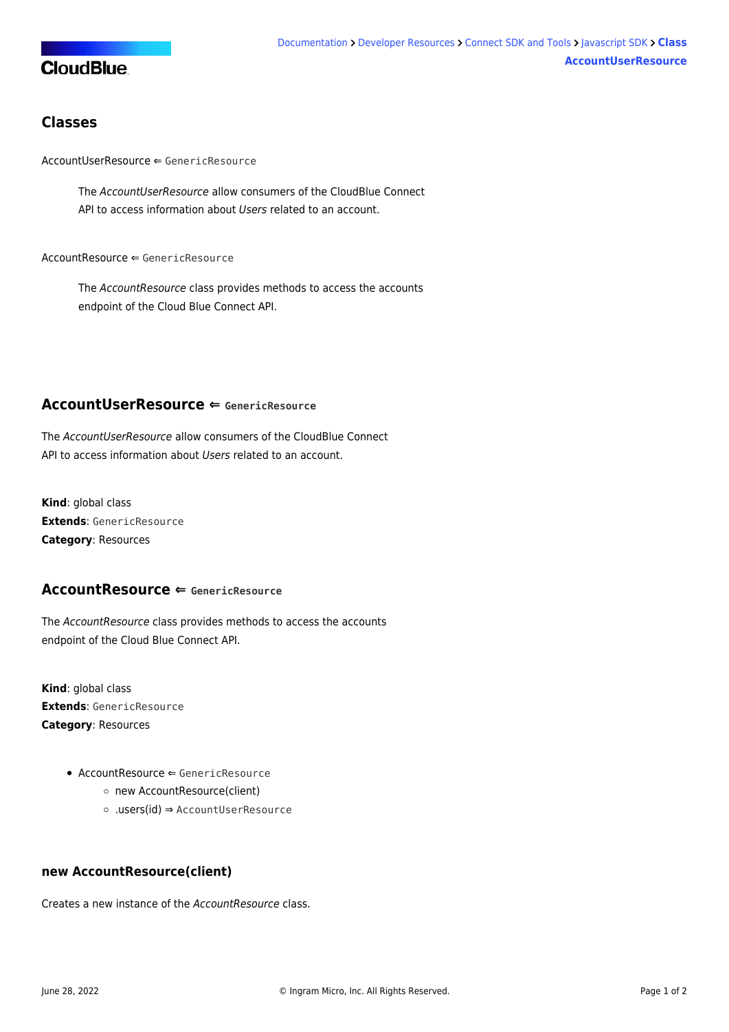## Classes

AccountUserResource ⇐ `GenericResource`

> The *AccountUserResource* allow consumers of the CloudBlue Connect API to access information about *Users* related to an account.

AccountResource ⇐ `GenericResource`

> The *AccountResource* class provides methods to access the accounts endpoint of the Cloud Blue Connect API.

## AccountUserResource ⇐ `GenericResource`

The *AccountUserResource* allow consumers of the CloudBlue Connect API to access information about *Users* related to an account.

**Kind**: global class
**Extends**: `GenericResource`
**Category**: Resources

## AccountResource ⇐ `GenericResource`

The *AccountResource* class provides methods to access the accounts endpoint of the Cloud Blue Connect API.

**Kind**: global class
**Extends**: `GenericResource`
**Category**: Resources

- AccountResource ⇐ `GenericResource`
  - new AccountResource(client)
  - .users(id) ⇒ `AccountUserResource`

### new AccountResource(client)

Creates a new instance of the *AccountResource* class.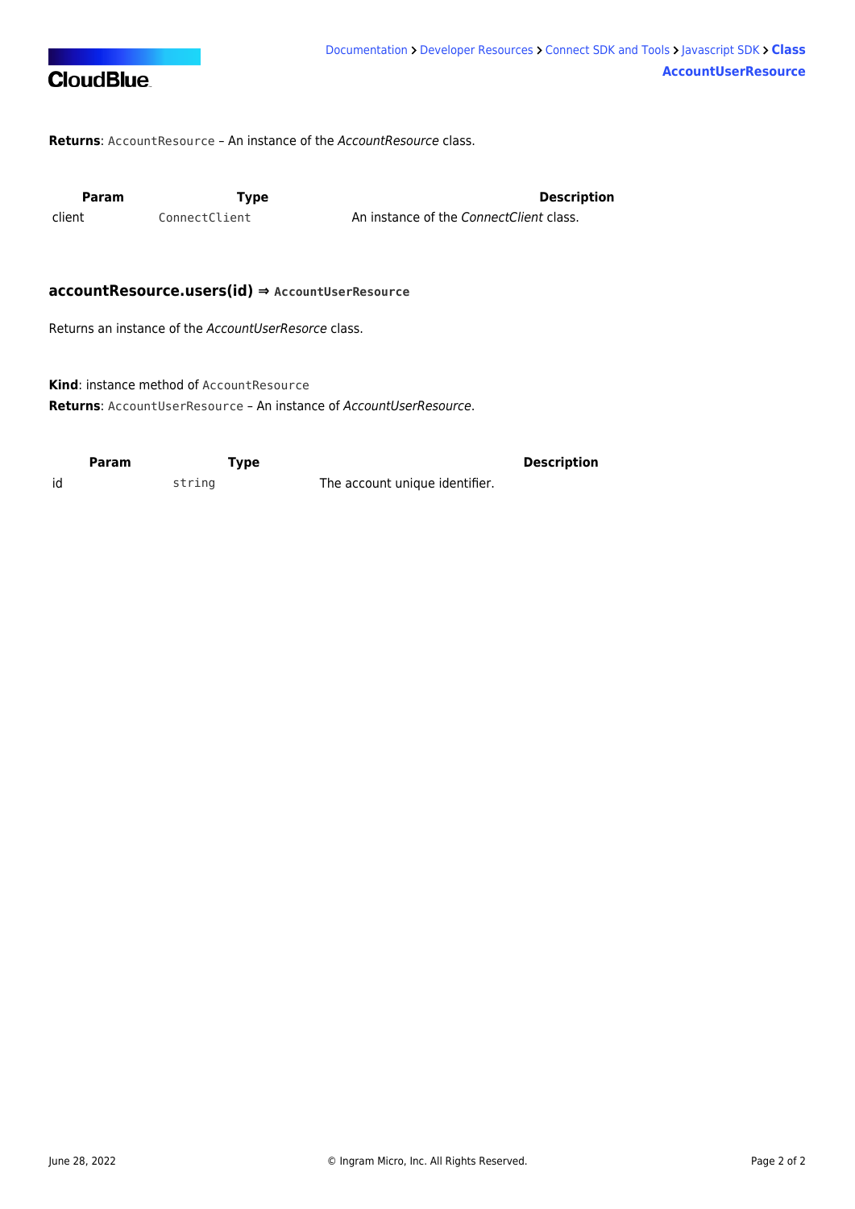**Returns**: `AccountResource` – An instance of the *AccountResource* class.

| Param | Type | Description |
|---|---|---|
| client | `ConnectClient` | An instance of the *ConnectClient* class. |

### accountResource.users(id) ⇒ `AccountUserResource`

Returns an instance of the *AccountUserResorce* class.

**Kind**: instance method of `AccountResource`
**Returns**: `AccountUserResource` – An instance of *AccountUserResource*.

| Param | Type | Description |
|---|---|---|
| id | `string` | The account unique identifier. |